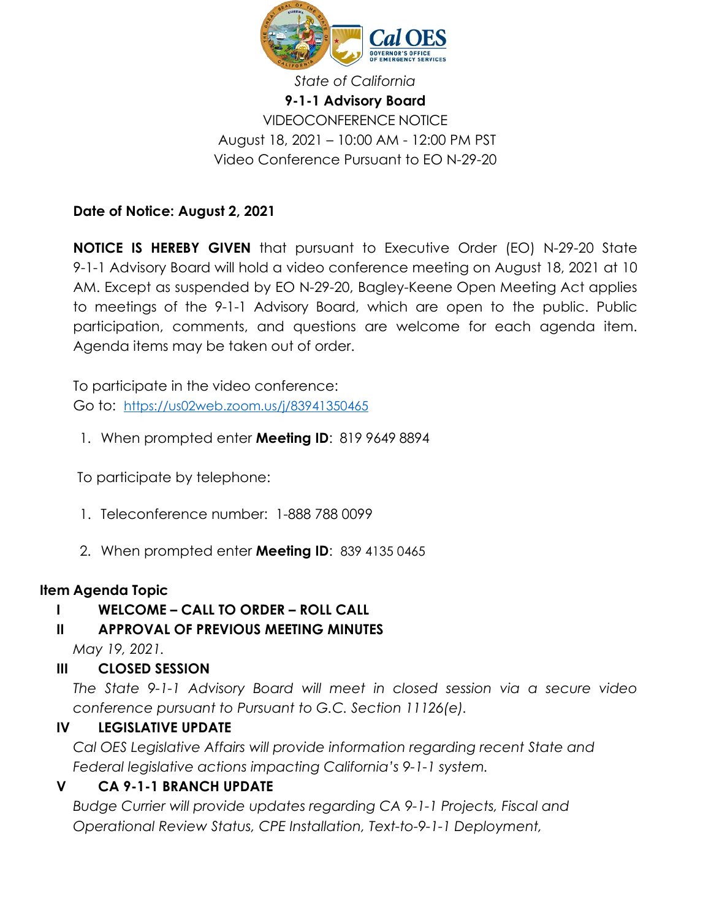*State of California*

**9-1-1 Advisory Board**

VIDEOCONFERENCE NOTICE

August 18, 2021 – 10:00 AM - 12:00 PM PST

Video Conference Pursuant to EO N-29-20

**Date of Notice: August 2, 2021**

**NOTICE IS HEREBY GIVEN** that pursuant to Executive Order (EO) N-29-20 State 9-1-1 Advisory Board will hold a video conference meeting on August 18, 2021 at 10 AM. Except as suspended by EO N-29-20, Bagley-Keene Open Meeting Act applies to meetings of the 9-1-1 Advisory Board, which are open to the public. Public participation, comments, and questions are welcome for each agenda item. Agenda items may be taken out of order.

To participate in the video conference:
Go to: https://us02web.zoom.us/j/83941350465

1. When prompted enter **Meeting ID**: 819 9649 8894

To participate by telephone:

1. Teleconference number: 1-888 788 0099
2. When prompted enter **Meeting ID**: 839 4135 0465

**Item Agenda Topic**

**I WELCOME – CALL TO ORDER – ROLL CALL**

**II APPROVAL OF PREVIOUS MEETING MINUTES**

*May 19, 2021.*

**III CLOSED SESSION**

*The State 9-1-1 Advisory Board will meet in closed session via a secure video conference pursuant to Pursuant to G.C. Section 11126(e).*

**IV LEGISLATIVE UPDATE**

*Cal OES Legislative Affairs will provide information regarding recent State and Federal legislative actions impacting California's 9-1-1 system.*

**V CA 9-1-1 BRANCH UPDATE**

*Budge Currier will provide updates regarding CA 9-1-1 Projects, Fiscal and Operational Review Status, CPE Installation, Text-to-9-1-1 Deployment,*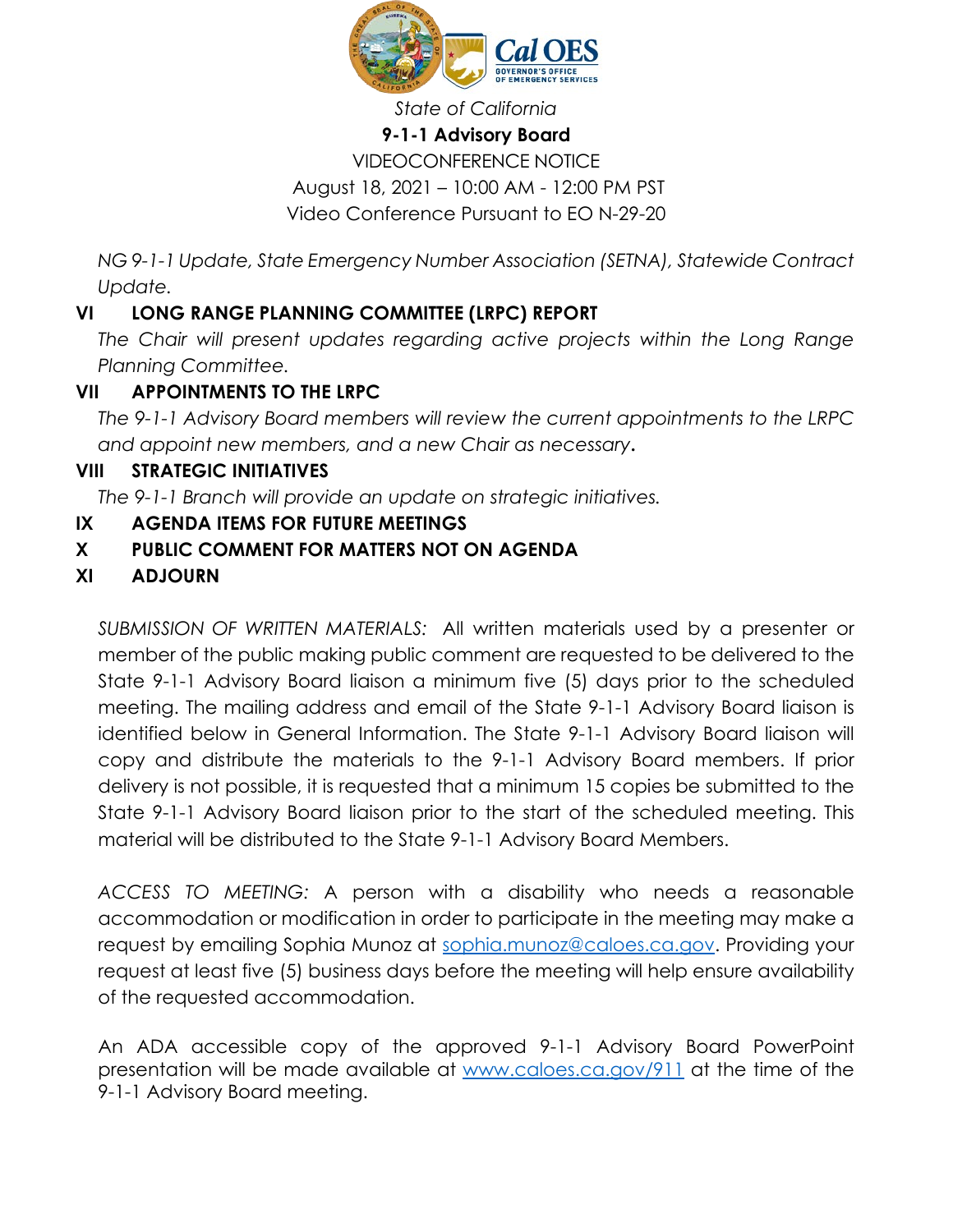*State of California*

**9-1-1 Advisory Board**

VIDEOCONFERENCE NOTICE

August 18, 2021 – 10:00 AM - 12:00 PM PST

Video Conference Pursuant to EO N-29-20

*NG 9-1-1 Update, State Emergency Number Association (SETNA), Statewide Contract Update.*

**VI LONG RANGE PLANNING COMMITTEE (LRPC) REPORT**

*The Chair will present updates regarding active projects within the Long Range Planning Committee.*

**VII APPOINTMENTS TO THE LRPC**

*The 9-1-1 Advisory Board members will review the current appointments to the LRPC and appoint new members, and a new Chair as necessary.*

**VIII STRATEGIC INITIATIVES**

*The 9-1-1 Branch will provide an update on strategic initiatives.*

**IX AGENDA ITEMS FOR FUTURE MEETINGS**

**X PUBLIC COMMENT FOR MATTERS NOT ON AGENDA**

**XI ADJOURN**

*SUBMISSION OF WRITTEN MATERIALS:* All written materials used by a presenter or member of the public making public comment are requested to be delivered to the State 9-1-1 Advisory Board liaison a minimum five (5) days prior to the scheduled meeting. The mailing address and email of the State 9-1-1 Advisory Board liaison is identified below in General Information. The State 9-1-1 Advisory Board liaison will copy and distribute the materials to the 9-1-1 Advisory Board members. If prior delivery is not possible, it is requested that a minimum 15 copies be submitted to the State 9-1-1 Advisory Board liaison prior to the start of the scheduled meeting. This material will be distributed to the State 9-1-1 Advisory Board Members.

*ACCESS TO MEETING:* A person with a disability who needs a reasonable accommodation or modification in order to participate in the meeting may make a request by emailing Sophia Munoz at [sophia.munoz@caloes.ca.gov](mailto:sophia.munoz@caloes.ca.gov). Providing your request at least five (5) business days before the meeting will help ensure availability of the requested accommodation.

An ADA accessible copy of the approved 9-1-1 Advisory Board PowerPoint presentation will be made available at [www.caloes.ca.gov/911](http://www.caloes.ca.gov/911) at the time of the 9-1-1 Advisory Board meeting.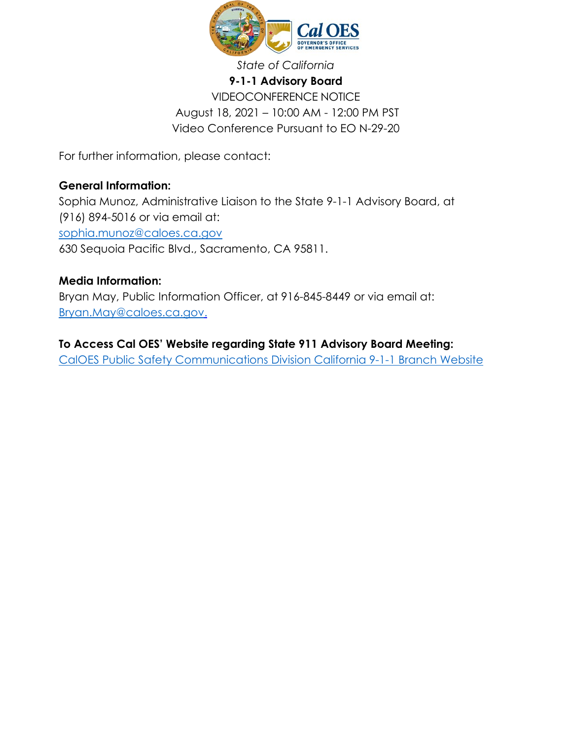*State of California*

**9-1-1 Advisory Board**

VIDEOCONFERENCE NOTICE

August 18, 2021 – 10:00 AM - 12:00 PM PST

Video Conference Pursuant to EO N-29-20

For further information, please contact:

**General Information:**
Sophia Munoz, Administrative Liaison to the State 9-1-1 Advisory Board, at (916) 894-5016 or via email at:
sophia.munoz@caloes.ca.gov
630 Sequoia Pacific Blvd., Sacramento, CA 95811.

**Media Information:**
Bryan May, Public Information Officer, at 916-845-8449 or via email at:
Bryan.May@caloes.ca.gov.

**To Access Cal OES' Website regarding State 911 Advisory Board Meeting:**
CalOES Public Safety Communications Division California 9-1-1 Branch Website